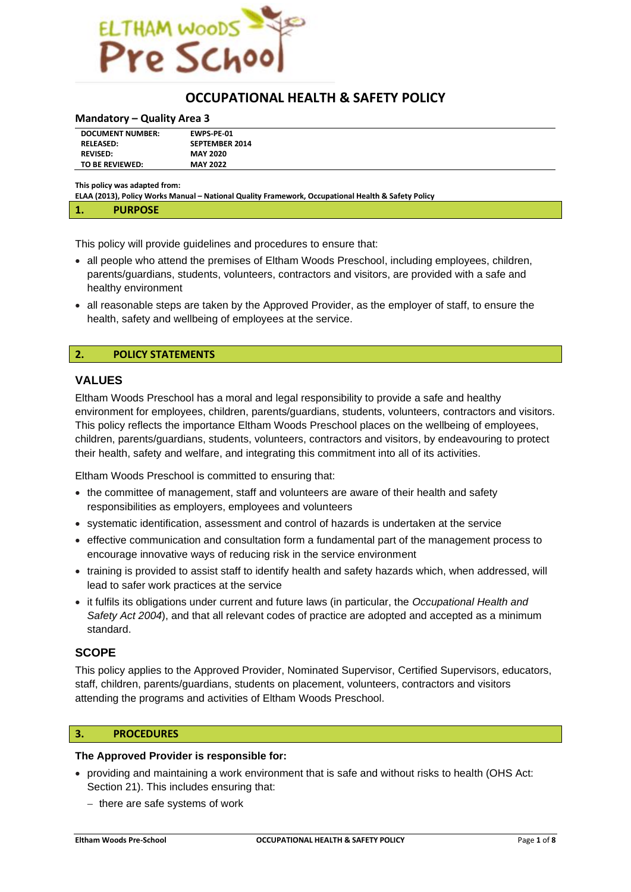ELTHAM WOODS Pre School

# OCCUPATIONAL HEALTH & SAFETY POLICY

**Mandatory – Quality Area 3**

| | |
|---|---|
| **DOCUMENT NUMBER:** | **EWPS-PE-01** |
| **RELEASED:** | **SEPTEMBER 2014** |
| **REVISED:** | **MAY 2020** |
| **TO BE REVIEWED:** | **MAY 2022** |

**This policy was adapted from:**
**ELAA (2013), Policy Works Manual – National Quality Framework, Occupational Health & Safety Policy**

## 1. PURPOSE

This policy will provide guidelines and procedures to ensure that:

- all people who attend the premises of Eltham Woods Preschool, including employees, children, parents/guardians, students, volunteers, contractors and visitors, are provided with a safe and healthy environment
- all reasonable steps are taken by the Approved Provider, as the employer of staff, to ensure the health, safety and wellbeing of employees at the service.

## 2. POLICY STATEMENTS

### VALUES

Eltham Woods Preschool has a moral and legal responsibility to provide a safe and healthy environment for employees, children, parents/guardians, students, volunteers, contractors and visitors. This policy reflects the importance Eltham Woods Preschool places on the wellbeing of employees, children, parents/guardians, students, volunteers, contractors and visitors, by endeavouring to protect their health, safety and welfare, and integrating this commitment into all of its activities.

Eltham Woods Preschool is committed to ensuring that:

- the committee of management, staff and volunteers are aware of their health and safety responsibilities as employers, employees and volunteers
- systematic identification, assessment and control of hazards is undertaken at the service
- effective communication and consultation form a fundamental part of the management process to encourage innovative ways of reducing risk in the service environment
- training is provided to assist staff to identify health and safety hazards which, when addressed, will lead to safer work practices at the service
- it fulfils its obligations under current and future laws (in particular, the *Occupational Health and Safety Act 2004*), and that all relevant codes of practice are adopted and accepted as a minimum standard.

### SCOPE

This policy applies to the Approved Provider, Nominated Supervisor, Certified Supervisors, educators, staff, children, parents/guardians, students on placement, volunteers, contractors and visitors attending the programs and activities of Eltham Woods Preschool.

## 3. PROCEDURES

**The Approved Provider is responsible for:**

- providing and maintaining a work environment that is safe and without risks to health (OHS Act: Section 21). This includes ensuring that:
  - there are safe systems of work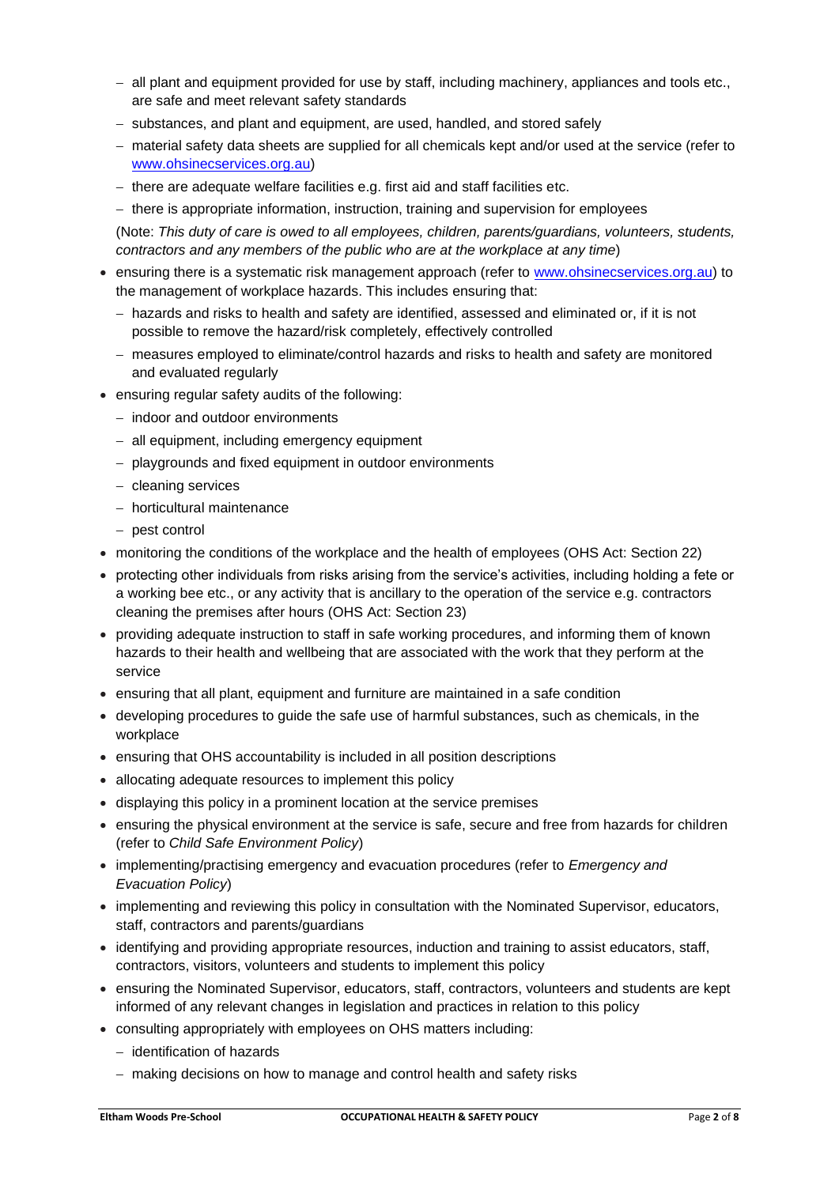- all plant and equipment provided for use by staff, including machinery, appliances and tools etc., are safe and meet relevant safety standards
  - substances, and plant and equipment, are used, handled, and stored safely
  - material safety data sheets are supplied for all chemicals kept and/or used at the service (refer to www.ohsinecservices.org.au)
  - there are adequate welfare facilities e.g. first aid and staff facilities etc.
  - there is appropriate information, instruction, training and supervision for employees

  (Note: *This duty of care is owed to all employees, children, parents/guardians, volunteers, students, contractors and any members of the public who are at the workplace at any time*)
- ensuring there is a systematic risk management approach (refer to www.ohsinecservices.org.au) to the management of workplace hazards. This includes ensuring that:
  - hazards and risks to health and safety are identified, assessed and eliminated or, if it is not possible to remove the hazard/risk completely, effectively controlled
  - measures employed to eliminate/control hazards and risks to health and safety are monitored and evaluated regularly
- ensuring regular safety audits of the following:
  - indoor and outdoor environments
  - all equipment, including emergency equipment
  - playgrounds and fixed equipment in outdoor environments
  - cleaning services
  - horticultural maintenance
  - pest control
- monitoring the conditions of the workplace and the health of employees (OHS Act: Section 22)
- protecting other individuals from risks arising from the service's activities, including holding a fete or a working bee etc., or any activity that is ancillary to the operation of the service e.g. contractors cleaning the premises after hours (OHS Act: Section 23)
- providing adequate instruction to staff in safe working procedures, and informing them of known hazards to their health and wellbeing that are associated with the work that they perform at the service
- ensuring that all plant, equipment and furniture are maintained in a safe condition
- developing procedures to guide the safe use of harmful substances, such as chemicals, in the workplace
- ensuring that OHS accountability is included in all position descriptions
- allocating adequate resources to implement this policy
- displaying this policy in a prominent location at the service premises
- ensuring the physical environment at the service is safe, secure and free from hazards for children (refer to *Child Safe Environment Policy*)
- implementing/practising emergency and evacuation procedures (refer to *Emergency and Evacuation Policy*)
- implementing and reviewing this policy in consultation with the Nominated Supervisor, educators, staff, contractors and parents/guardians
- identifying and providing appropriate resources, induction and training to assist educators, staff, contractors, visitors, volunteers and students to implement this policy
- ensuring the Nominated Supervisor, educators, staff, contractors, volunteers and students are kept informed of any relevant changes in legislation and practices in relation to this policy
- consulting appropriately with employees on OHS matters including:
  - identification of hazards
  - making decisions on how to manage and control health and safety risks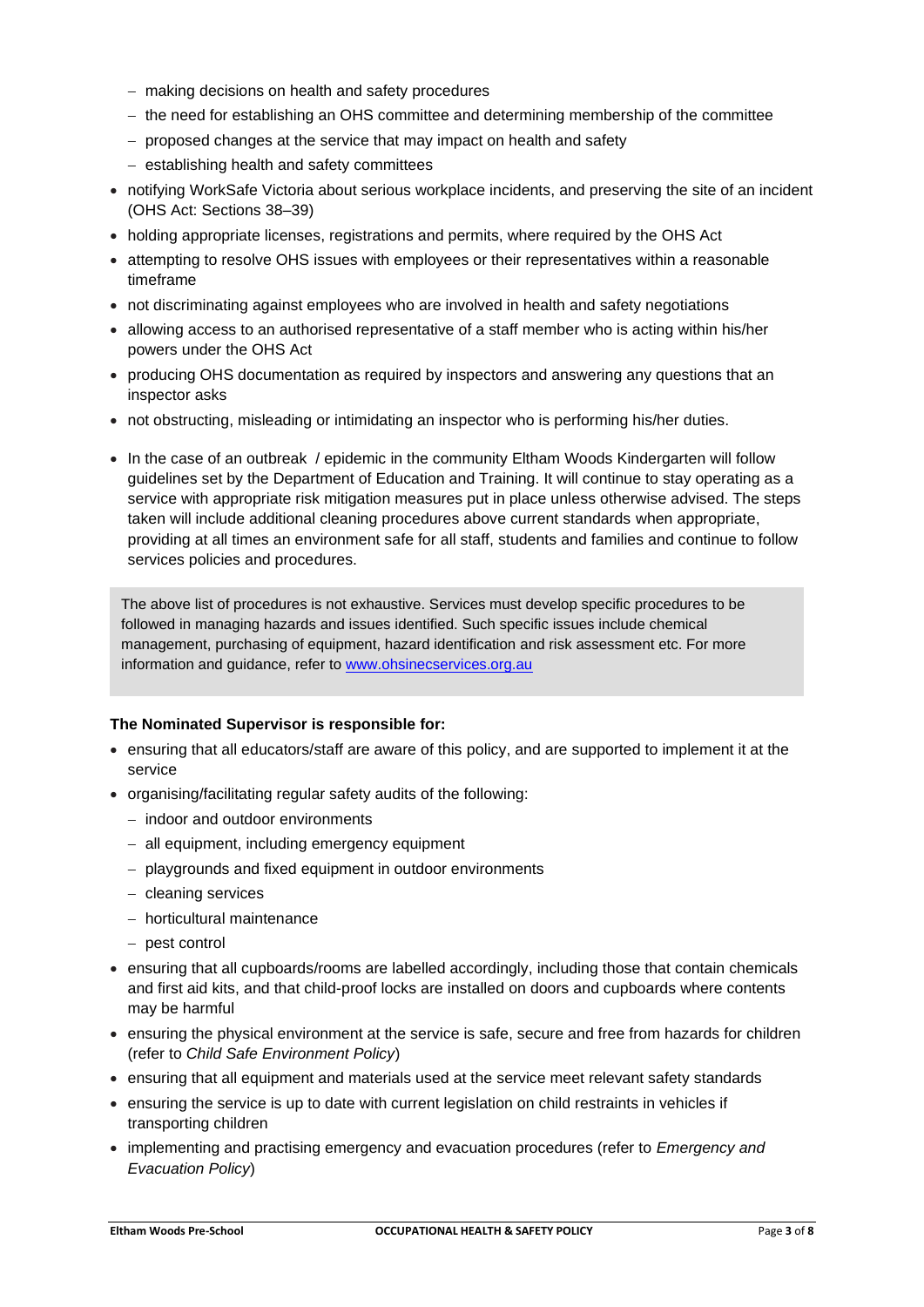- making decisions on health and safety procedures
  - the need for establishing an OHS committee and determining membership of the committee
  - proposed changes at the service that may impact on health and safety
  - establishing health and safety committees
- notifying WorkSafe Victoria about serious workplace incidents, and preserving the site of an incident (OHS Act: Sections 38–39)
- holding appropriate licenses, registrations and permits, where required by the OHS Act
- attempting to resolve OHS issues with employees or their representatives within a reasonable timeframe
- not discriminating against employees who are involved in health and safety negotiations
- allowing access to an authorised representative of a staff member who is acting within his/her powers under the OHS Act
- producing OHS documentation as required by inspectors and answering any questions that an inspector asks
- not obstructing, misleading or intimidating an inspector who is performing his/her duties.
- In the case of an outbreak / epidemic in the community Eltham Woods Kindergarten will follow guidelines set by the Department of Education and Training. It will continue to stay operating as a service with appropriate risk mitigation measures put in place unless otherwise advised. The steps taken will include additional cleaning procedures above current standards when appropriate, providing at all times an environment safe for all staff, students and families and continue to follow services policies and procedures.

> The above list of procedures is not exhaustive. Services must develop specific procedures to be followed in managing hazards and issues identified. Such specific issues include chemical management, purchasing of equipment, hazard identification and risk assessment etc. For more information and guidance, refer to [www.ohsinecservices.org.au](http://www.ohsinecservices.org.au)

**The Nominated Supervisor is responsible for:**

- ensuring that all educators/staff are aware of this policy, and are supported to implement it at the service
- organising/facilitating regular safety audits of the following:
  - indoor and outdoor environments
  - all equipment, including emergency equipment
  - playgrounds and fixed equipment in outdoor environments
  - cleaning services
  - horticultural maintenance
  - pest control
- ensuring that all cupboards/rooms are labelled accordingly, including those that contain chemicals and first aid kits, and that child-proof locks are installed on doors and cupboards where contents may be harmful
- ensuring the physical environment at the service is safe, secure and free from hazards for children (refer to *Child Safe Environment Policy*)
- ensuring that all equipment and materials used at the service meet relevant safety standards
- ensuring the service is up to date with current legislation on child restraints in vehicles if transporting children
- implementing and practising emergency and evacuation procedures (refer to *Emergency and Evacuation Policy*)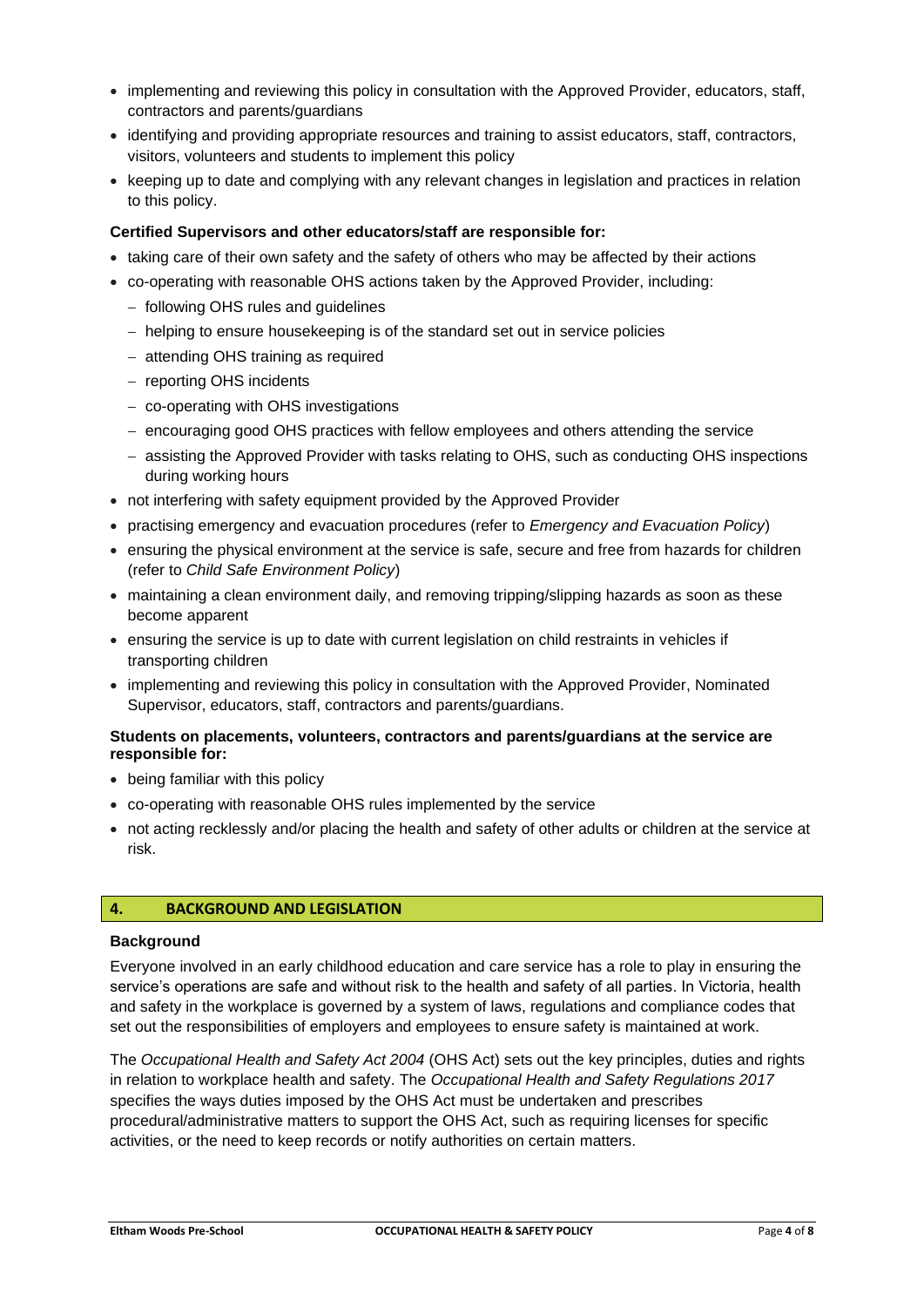- implementing and reviewing this policy in consultation with the Approved Provider, educators, staff, contractors and parents/guardians
- identifying and providing appropriate resources and training to assist educators, staff, contractors, visitors, volunteers and students to implement this policy
- keeping up to date and complying with any relevant changes in legislation and practices in relation to this policy.

**Certified Supervisors and other educators/staff are responsible for:**

- taking care of their own safety and the safety of others who may be affected by their actions
- co-operating with reasonable OHS actions taken by the Approved Provider, including:
  - following OHS rules and guidelines
  - helping to ensure housekeeping is of the standard set out in service policies
  - attending OHS training as required
  - reporting OHS incidents
  - co-operating with OHS investigations
  - encouraging good OHS practices with fellow employees and others attending the service
  - assisting the Approved Provider with tasks relating to OHS, such as conducting OHS inspections during working hours
- not interfering with safety equipment provided by the Approved Provider
- practising emergency and evacuation procedures (refer to *Emergency and Evacuation Policy*)
- ensuring the physical environment at the service is safe, secure and free from hazards for children (refer to *Child Safe Environment Policy*)
- maintaining a clean environment daily, and removing tripping/slipping hazards as soon as these become apparent
- ensuring the service is up to date with current legislation on child restraints in vehicles if transporting children
- implementing and reviewing this policy in consultation with the Approved Provider, Nominated Supervisor, educators, staff, contractors and parents/guardians.

**Students on placements, volunteers, contractors and parents/guardians at the service are responsible for:**

- being familiar with this policy
- co-operating with reasonable OHS rules implemented by the service
- not acting recklessly and/or placing the health and safety of other adults or children at the service at risk.

## 4. BACKGROUND AND LEGISLATION

**Background**

Everyone involved in an early childhood education and care service has a role to play in ensuring the service's operations are safe and without risk to the health and safety of all parties. In Victoria, health and safety in the workplace is governed by a system of laws, regulations and compliance codes that set out the responsibilities of employers and employees to ensure safety is maintained at work.

The *Occupational Health and Safety Act 2004* (OHS Act) sets out the key principles, duties and rights in relation to workplace health and safety. The *Occupational Health and Safety Regulations 2017* specifies the ways duties imposed by the OHS Act must be undertaken and prescribes procedural/administrative matters to support the OHS Act, such as requiring licenses for specific activities, or the need to keep records or notify authorities on certain matters.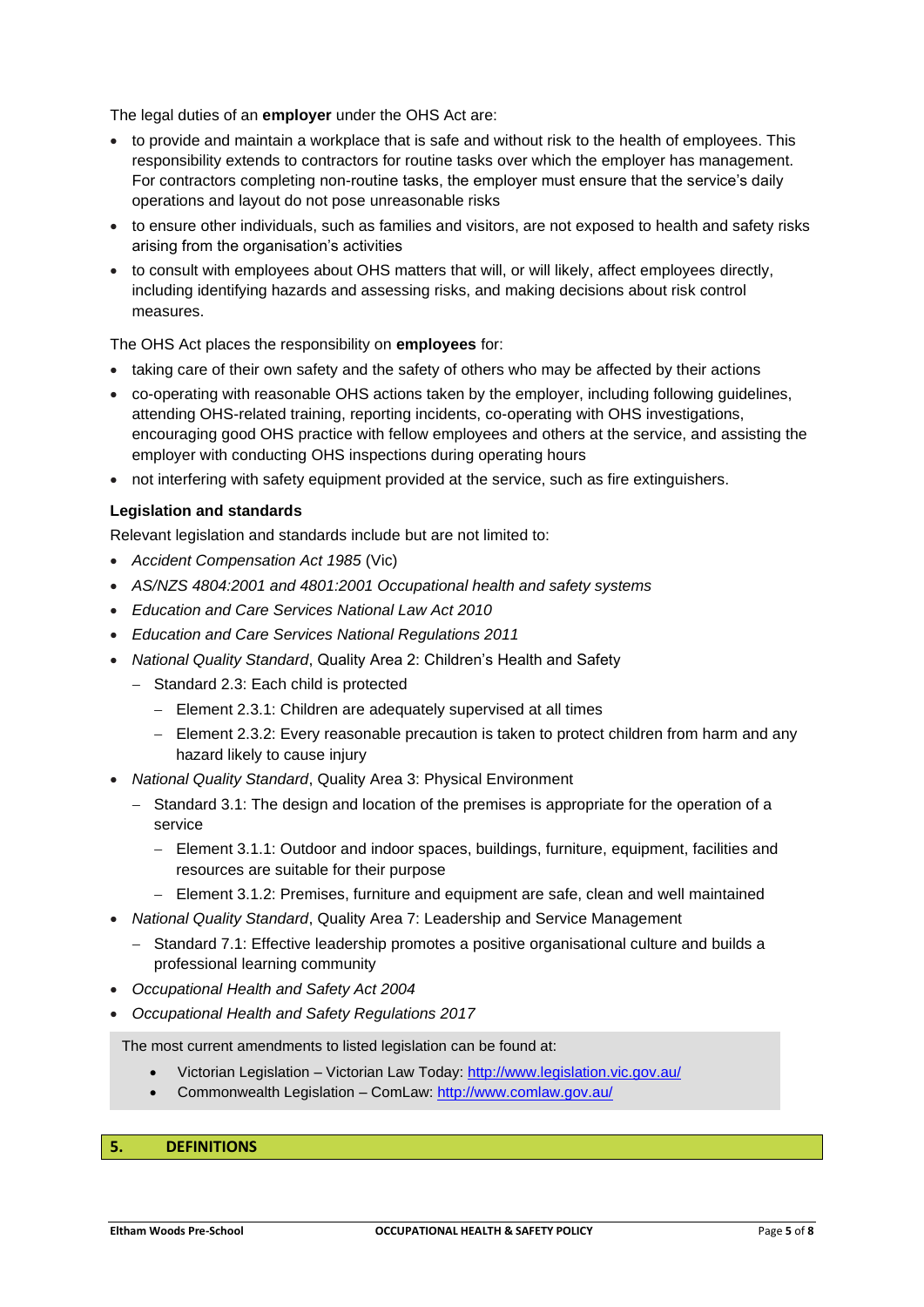The legal duties of an **employer** under the OHS Act are:

- to provide and maintain a workplace that is safe and without risk to the health of employees. This responsibility extends to contractors for routine tasks over which the employer has management. For contractors completing non-routine tasks, the employer must ensure that the service's daily operations and layout do not pose unreasonable risks
- to ensure other individuals, such as families and visitors, are not exposed to health and safety risks arising from the organisation's activities
- to consult with employees about OHS matters that will, or will likely, affect employees directly, including identifying hazards and assessing risks, and making decisions about risk control measures.

The OHS Act places the responsibility on **employees** for:

- taking care of their own safety and the safety of others who may be affected by their actions
- co-operating with reasonable OHS actions taken by the employer, including following guidelines, attending OHS-related training, reporting incidents, co-operating with OHS investigations, encouraging good OHS practice with fellow employees and others at the service, and assisting the employer with conducting OHS inspections during operating hours
- not interfering with safety equipment provided at the service, such as fire extinguishers.

**Legislation and standards**

Relevant legislation and standards include but are not limited to:

- *Accident Compensation Act 1985* (Vic)
- *AS/NZS 4804:2001 and 4801:2001 Occupational health and safety systems*
- *Education and Care Services National Law Act 2010*
- *Education and Care Services National Regulations 2011*
- *National Quality Standard*, Quality Area 2: Children's Health and Safety
  - Standard 2.3: Each child is protected
    - Element 2.3.1: Children are adequately supervised at all times
    - Element 2.3.2: Every reasonable precaution is taken to protect children from harm and any hazard likely to cause injury
- *National Quality Standard*, Quality Area 3: Physical Environment
  - Standard 3.1: The design and location of the premises is appropriate for the operation of a service
    - Element 3.1.1: Outdoor and indoor spaces, buildings, furniture, equipment, facilities and resources are suitable for their purpose
    - Element 3.1.2: Premises, furniture and equipment are safe, clean and well maintained
- *National Quality Standard*, Quality Area 7: Leadership and Service Management
  - Standard 7.1: Effective leadership promotes a positive organisational culture and builds a professional learning community
- *Occupational Health and Safety Act 2004*
- *Occupational Health and Safety Regulations 2017*

The most current amendments to listed legislation can be found at:

- Victorian Legislation – Victorian Law Today: http://www.legislation.vic.gov.au/
- Commonwealth Legislation – ComLaw: http://www.comlaw.gov.au/

## 5. DEFINITIONS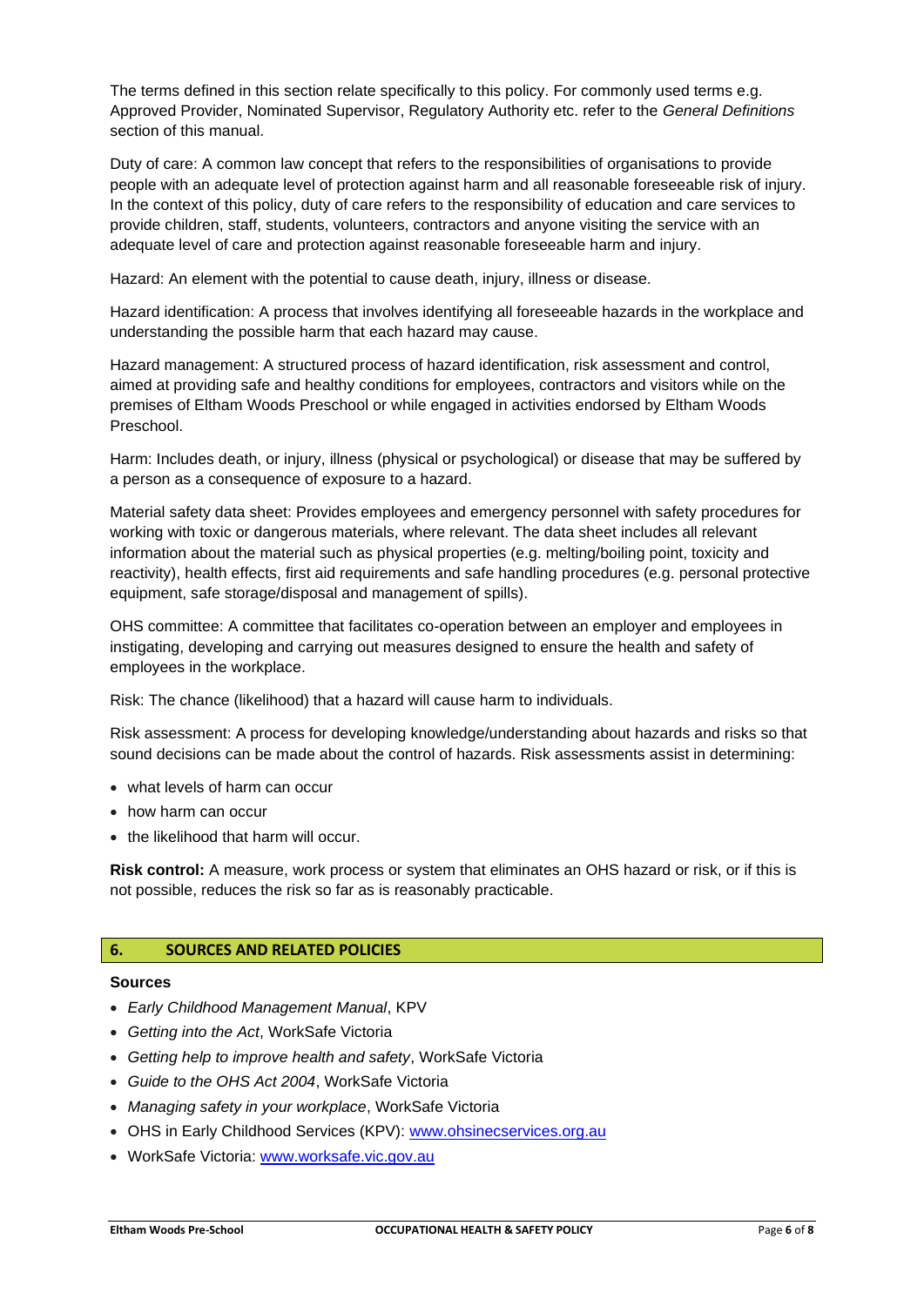The terms defined in this section relate specifically to this policy. For commonly used terms e.g. Approved Provider, Nominated Supervisor, Regulatory Authority etc. refer to the *General Definitions* section of this manual.

Duty of care: A common law concept that refers to the responsibilities of organisations to provide people with an adequate level of protection against harm and all reasonable foreseeable risk of injury. In the context of this policy, duty of care refers to the responsibility of education and care services to provide children, staff, students, volunteers, contractors and anyone visiting the service with an adequate level of care and protection against reasonable foreseeable harm and injury.

Hazard: An element with the potential to cause death, injury, illness or disease.

Hazard identification: A process that involves identifying all foreseeable hazards in the workplace and understanding the possible harm that each hazard may cause.

Hazard management: A structured process of hazard identification, risk assessment and control, aimed at providing safe and healthy conditions for employees, contractors and visitors while on the premises of Eltham Woods Preschool or while engaged in activities endorsed by Eltham Woods Preschool.

Harm: Includes death, or injury, illness (physical or psychological) or disease that may be suffered by a person as a consequence of exposure to a hazard.

Material safety data sheet: Provides employees and emergency personnel with safety procedures for working with toxic or dangerous materials, where relevant. The data sheet includes all relevant information about the material such as physical properties (e.g. melting/boiling point, toxicity and reactivity), health effects, first aid requirements and safe handling procedures (e.g. personal protective equipment, safe storage/disposal and management of spills).

OHS committee: A committee that facilitates co-operation between an employer and employees in instigating, developing and carrying out measures designed to ensure the health and safety of employees in the workplace.

Risk: The chance (likelihood) that a hazard will cause harm to individuals.

Risk assessment: A process for developing knowledge/understanding about hazards and risks so that sound decisions can be made about the control of hazards. Risk assessments assist in determining:

- what levels of harm can occur
- how harm can occur
- the likelihood that harm will occur.

**Risk control:** A measure, work process or system that eliminates an OHS hazard or risk, or if this is not possible, reduces the risk so far as is reasonably practicable.

## 6. SOURCES AND RELATED POLICIES

**Sources**

- *Early Childhood Management Manual*, KPV
- *Getting into the Act*, WorkSafe Victoria
- *Getting help to improve health and safety*, WorkSafe Victoria
- *Guide to the OHS Act 2004*, WorkSafe Victoria
- *Managing safety in your workplace*, WorkSafe Victoria
- OHS in Early Childhood Services (KPV): www.ohsinecservices.org.au
- WorkSafe Victoria: www.worksafe.vic.gov.au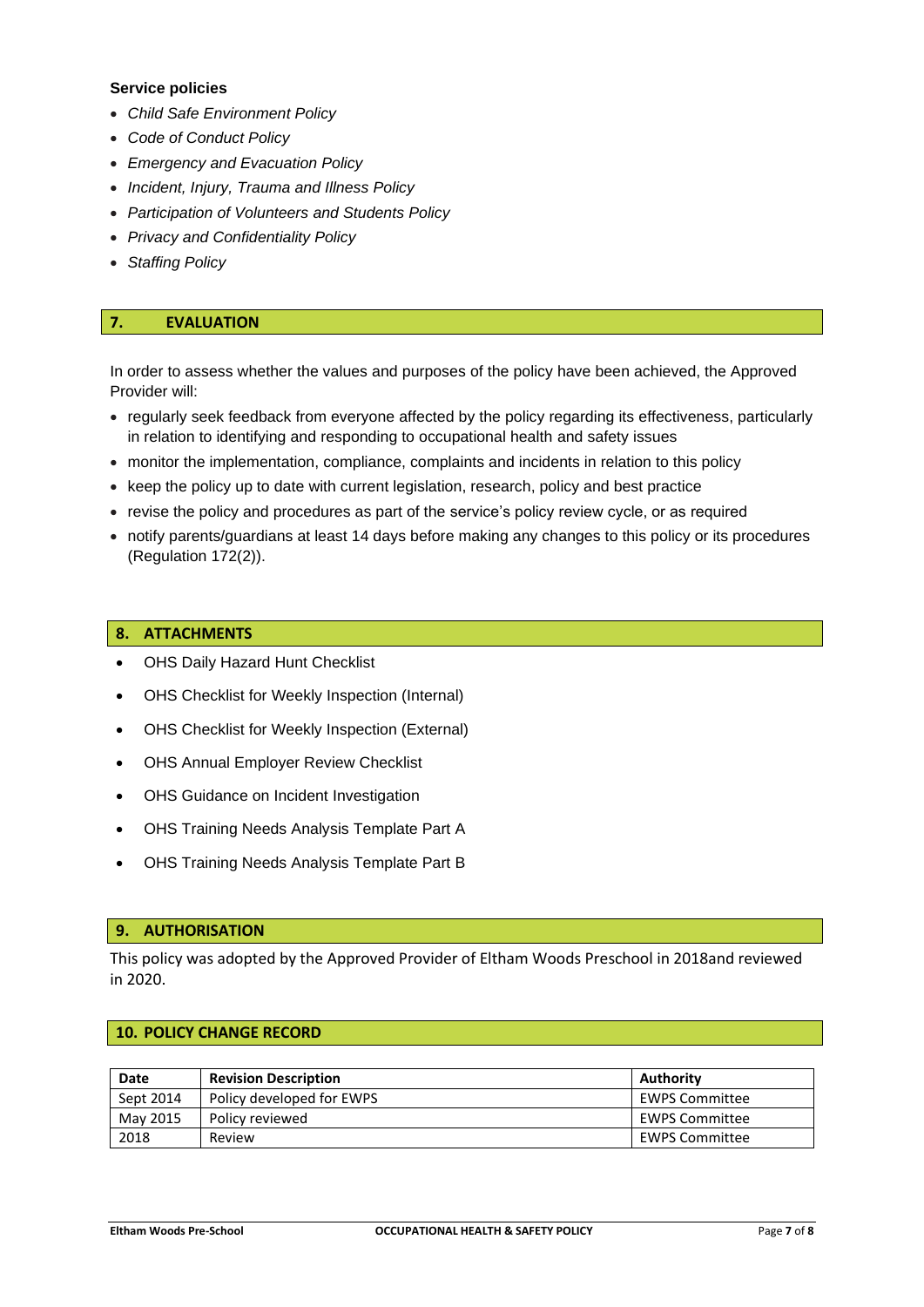**Service policies**

- *Child Safe Environment Policy*
- *Code of Conduct Policy*
- *Emergency and Evacuation Policy*
- *Incident, Injury, Trauma and Illness Policy*
- *Participation of Volunteers and Students Policy*
- *Privacy and Confidentiality Policy*
- *Staffing Policy*

## 7. EVALUATION

In order to assess whether the values and purposes of the policy have been achieved, the Approved Provider will:

- regularly seek feedback from everyone affected by the policy regarding its effectiveness, particularly in relation to identifying and responding to occupational health and safety issues
- monitor the implementation, compliance, complaints and incidents in relation to this policy
- keep the policy up to date with current legislation, research, policy and best practice
- revise the policy and procedures as part of the service's policy review cycle, or as required
- notify parents/guardians at least 14 days before making any changes to this policy or its procedures (Regulation 172(2)).

## 8. ATTACHMENTS

- OHS Daily Hazard Hunt Checklist
- OHS Checklist for Weekly Inspection (Internal)
- OHS Checklist for Weekly Inspection (External)
- OHS Annual Employer Review Checklist
- OHS Guidance on Incident Investigation
- OHS Training Needs Analysis Template Part A
- OHS Training Needs Analysis Template Part B

## 9. AUTHORISATION

This policy was adopted by the Approved Provider of Eltham Woods Preschool in 2018and reviewed in 2020.

## 10. POLICY CHANGE RECORD

| Date | Revision Description | Authority |
|---|---|---|
| Sept 2014 | Policy developed for EWPS | EWPS Committee |
| May 2015 | Policy reviewed | EWPS Committee |
| 2018 | Review | EWPS Committee |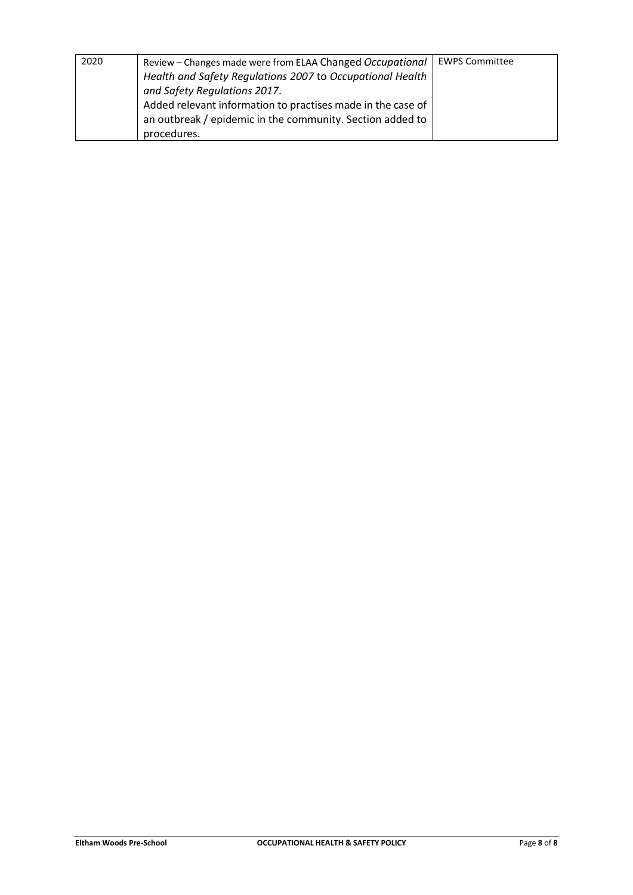| | | |
|---|---|---|
| 2020 | Review – Changes made were from ELAA Changed *Occupational Health and Safety Regulations 2007* to *Occupational Health and Safety Regulations 2017*.<br>Added relevant information to practises made in the case of an outbreak / epidemic in the community. Section added to procedures. | EWPS Committee |